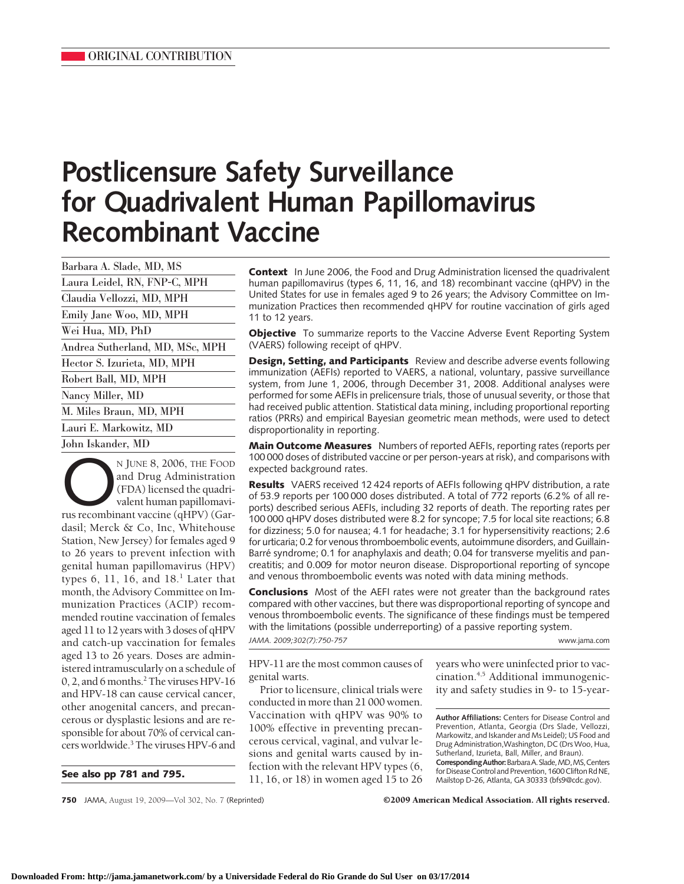ORIGINAL CONTRIBUTION

# Postlicensure Safety Surveillance for Quadrivalent Human Papillomavirus Recombinant Vaccine

Barbara A. Slade, MD, MS
Laura Leidel, RN, FNP-C, MPH
Claudia Vellozzi, MD, MPH
Emily Jane Woo, MD, MPH
Wei Hua, MD, PhD
Andrea Sutherland, MD, MSc, MPH
Hector S. Izurieta, MD, MPH
Robert Ball, MD, MPH
Nancy Miller, MD
M. Miles Braun, MD, MPH
Lauri E. Markowitz, MD
John Iskander, MD

**Context** In June 2006, the Food and Drug Administration licensed the quadrivalent human papillomavirus (types 6, 11, 16, and 18) recombinant vaccine (qHPV) in the United States for use in females aged 9 to 26 years; the Advisory Committee on Immunization Practices then recommended qHPV for routine vaccination of girls aged 11 to 12 years.

**Objective** To summarize reports to the Vaccine Adverse Event Reporting System (VAERS) following receipt of qHPV.

**Design, Setting, and Participants** Review and describe adverse events following immunization (AEFIs) reported to VAERS, a national, voluntary, passive surveillance system, from June 1, 2006, through December 31, 2008. Additional analyses were performed for some AEFIs in prelicensure trials, those of unusual severity, or those that had received public attention. Statistical data mining, including proportional reporting ratios (PRRs) and empirical Bayesian geometric mean methods, were used to detect disproportionality in reporting.

**Main Outcome Measures** Numbers of reported AEFIs, reporting rates (reports per 100 000 doses of distributed vaccine or per person-years at risk), and comparisons with expected background rates.

**Results** VAERS received 12 424 reports of AEFIs following qHPV distribution, a rate of 53.9 reports per 100 000 doses distributed. A total of 772 reports (6.2% of all reports) described serious AEFIs, including 32 reports of death. The reporting rates per 100 000 qHPV doses distributed were 8.2 for syncope; 7.5 for local site reactions; 6.8 for dizziness; 5.0 for nausea; 4.1 for headache; 3.1 for hypersensitivity reactions; 2.6 for urticaria; 0.2 for venous thromboembolic events, autoimmune disorders, and Guillain-Barré syndrome; 0.1 for anaphylaxis and death; 0.04 for transverse myelitis and pancreatitis; and 0.009 for motor neuron disease. Disproportional reporting of syncope and venous thromboembolic events was noted with data mining methods.

**Conclusions** Most of the AEFI rates were not greater than the background rates compared with other vaccines, but there was disproportional reporting of syncope and venous thromboembolic events. The significance of these findings must be tempered with the limitations (possible underreporting) of a passive reporting system.

*JAMA. 2009;302(7):750-757* www.jama.com

On June 8, 2006, the Food and Drug Administration (FDA) licensed the quadrivalent human papillomavirus recombinant vaccine (qHPV) (Gardasil; Merck & Co, Inc, Whitehouse Station, New Jersey) for females aged 9 to 26 years to prevent infection with genital human papillomavirus (HPV) types 6, 11, 16, and 18.[1] Later that month, the Advisory Committee on Immunization Practices (ACIP) recommended routine vaccination of females aged 11 to 12 years with 3 doses of qHPV and catch-up vaccination for females aged 13 to 26 years. Doses are administered intramuscularly on a schedule of 0, 2, and 6 months.[2] The viruses HPV-16 and HPV-18 can cause cervical cancer, other anogenital cancers, and precancerous or dysplastic lesions and are responsible for about 70% of cervical cancers worldwide.[3] The viruses HPV-6 and HPV-11 are the most common causes of genital warts.

**See also pp 781 and 795.**

Prior to licensure, clinical trials were conducted in more than 21 000 women. Vaccination with qHPV was 90% to 100% effective in preventing precancerous cervical, vaginal, and vulvar lesions and genital warts caused by infection with the relevant HPV types (6, 11, 16, or 18) in women aged 15 to 26 years who were uninfected prior to vaccination.[4,5] Additional immunogenicity and safety studies in 9- to 15-year-

**Author Affiliations:** Centers for Disease Control and Prevention, Atlanta, Georgia (Drs Slade, Vellozzi, Markowitz, and Iskander and Ms Leidel); US Food and Drug Administration,Washington, DC (Drs Woo, Hua, Sutherland, Izurieta, Ball, Miller, and Braun).

**Corresponding Author:** Barbara A. Slade, MD, MS, Centers for Disease Control and Prevention, 1600 Clifton Rd NE, Mailstop D-26, Atlanta, GA 30333 (bfs9@cdc.gov).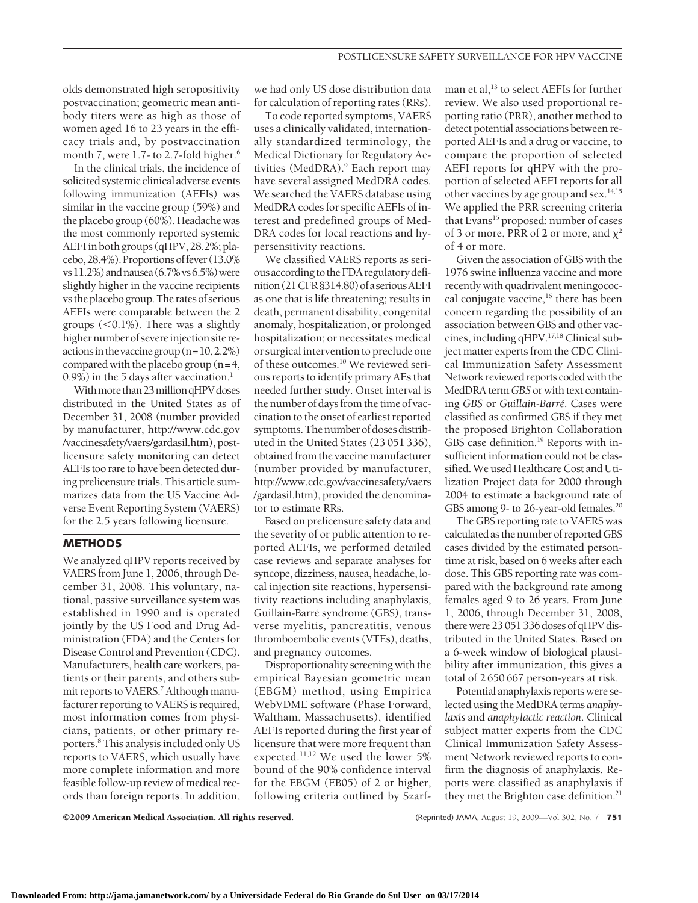olds demonstrated high seropositivity postvaccination; geometric mean antibody titers were as high as those of women aged 16 to 23 years in the efficacy trials and, by postvaccination month 7, were 1.7- to 2.7-fold higher.[6]

In the clinical trials, the incidence of solicited systemic clinical adverse events following immunization (AEFIs) was similar in the vaccine group (59%) and the placebo group (60%). Headache was the most commonly reported systemic AEFI in both groups (qHPV, 28.2%; placebo, 28.4%). Proportions of fever (13.0% vs 11.2%) and nausea (6.7% vs 6.5%) were slightly higher in the vaccine recipients vs the placebo group. The rates of serious AEFIs were comparable between the 2 groups (<0.1%). There was a slightly higher number of severe injection site reactions in the vaccine group (n=10, 2.2%) compared with the placebo group (n=4, 0.9%) in the 5 days after vaccination.[1]

With more than 23 million qHPV doses distributed in the United States as of December 31, 2008 (number provided by manufacturer, http://www.cdc.gov/vaccinesafety/vaers/gardasil.htm), postlicensure safety monitoring can detect AEFIs too rare to have been detected during prelicensure trials. This article summarizes data from the US Vaccine Adverse Event Reporting System (VAERS) for the 2.5 years following licensure.

## METHODS

We analyzed qHPV reports received by VAERS from June 1, 2006, through December 31, 2008. This voluntary, national, passive surveillance system was established in 1990 and is operated jointly by the US Food and Drug Administration (FDA) and the Centers for Disease Control and Prevention (CDC). Manufacturers, health care workers, patients or their parents, and others submit reports to VAERS.[7] Although manufacturer reporting to VAERS is required, most information comes from physicians, patients, or other primary reporters.[8] This analysis included only US reports to VAERS, which usually have more complete information and more feasible follow-up review of medical records than foreign reports. In addition, we had only US dose distribution data for calculation of reporting rates (RRs).

To code reported symptoms, VAERS uses a clinically validated, internationally standardized terminology, the Medical Dictionary for Regulatory Activities (MedDRA).[9] Each report may have several assigned MedDRA codes. We searched the VAERS database using MedDRA codes for specific AEFIs of interest and predefined groups of MedDRA codes for local reactions and hypersensitivity reactions.

We classified VAERS reports as serious according to the FDA regulatory definition (21 CFR §314.80) of a serious AEFI as one that is life threatening; results in death, permanent disability, congenital anomaly, hospitalization, or prolonged hospitalization; or necessitates medical or surgical intervention to preclude one of these outcomes.[10] We reviewed serious reports to identify primary AEs that needed further study. Onset interval is the number of days from the time of vaccination to the onset of earliest reported symptoms. The number of doses distributed in the United States (23 051 336), obtained from the vaccine manufacturer (number provided by manufacturer, http://www.cdc.gov/vaccinesafety/vaers/gardasil.htm), provided the denominator to estimate RRs.

Based on prelicensure safety data and the severity of or public attention to reported AEFIs, we performed detailed case reviews and separate analyses for syncope, dizziness, nausea, headache, local injection site reactions, hypersensitivity reactions including anaphylaxis, Guillain-Barré syndrome (GBS), transverse myelitis, pancreatitis, venous thromboembolic events (VTEs), deaths, and pregnancy outcomes.

Disproportionality screening with the empirical Bayesian geometric mean (EBGM) method, using Empirica WebVDME software (Phase Forward, Waltham, Massachusetts), identified AEFIs reported during the first year of licensure that were more frequent than expected.[11,12] We used the lower 5% bound of the 90% confidence interval for the EBGM (EB05) of 2 or higher, following criteria outlined by Szarfman et al,[13] to select AEFIs for further review. We also used proportional reporting ratio (PRR), another method to detect potential associations between reported AEFIs and a drug or vaccine, to compare the proportion of selected AEFI reports for qHPV with the proportion of selected AEFI reports for all other vaccines by age group and sex.[14,15] We applied the PRR screening criteria that Evans[15] proposed: number of cases of 3 or more, PRR of 2 or more, and $\chi^2$ of 4 or more.

Given the association of GBS with the 1976 swine influenza vaccine and more recently with quadrivalent meningococcal conjugate vaccine,[16] there has been concern regarding the possibility of an association between GBS and other vaccines, including qHPV.[17,18] Clinical subject matter experts from the CDC Clinical Immunization Safety Assessment Network reviewed reports coded with the MedDRA term *GBS* or with text containing *GBS* or *Guillain-Barré*. Cases were classified as confirmed GBS if they met the proposed Brighton Collaboration GBS case definition.[19] Reports with insufficient information could not be classified. We used Healthcare Cost and Utilization Project data for 2000 through 2004 to estimate a background rate of GBS among 9- to 26-year-old females.[20]

The GBS reporting rate to VAERS was calculated as the number of reported GBS cases divided by the estimated person-time at risk, based on 6 weeks after each dose. This GBS reporting rate was compared with the background rate among females aged 9 to 26 years. From June 1, 2006, through December 31, 2008, there were 23 051 336 doses of qHPV distributed in the United States. Based on a 6-week window of biological plausibility after immunization, this gives a total of 2 650 667 person-years at risk.

Potential anaphylaxis reports were selected using the MedDRA terms *anaphylaxis* and *anaphylactic reaction*. Clinical subject matter experts from the CDC Clinical Immunization Safety Assessment Network reviewed reports to confirm the diagnosis of anaphylaxis. Reports were classified as anaphylaxis if they met the Brighton case definition.[21]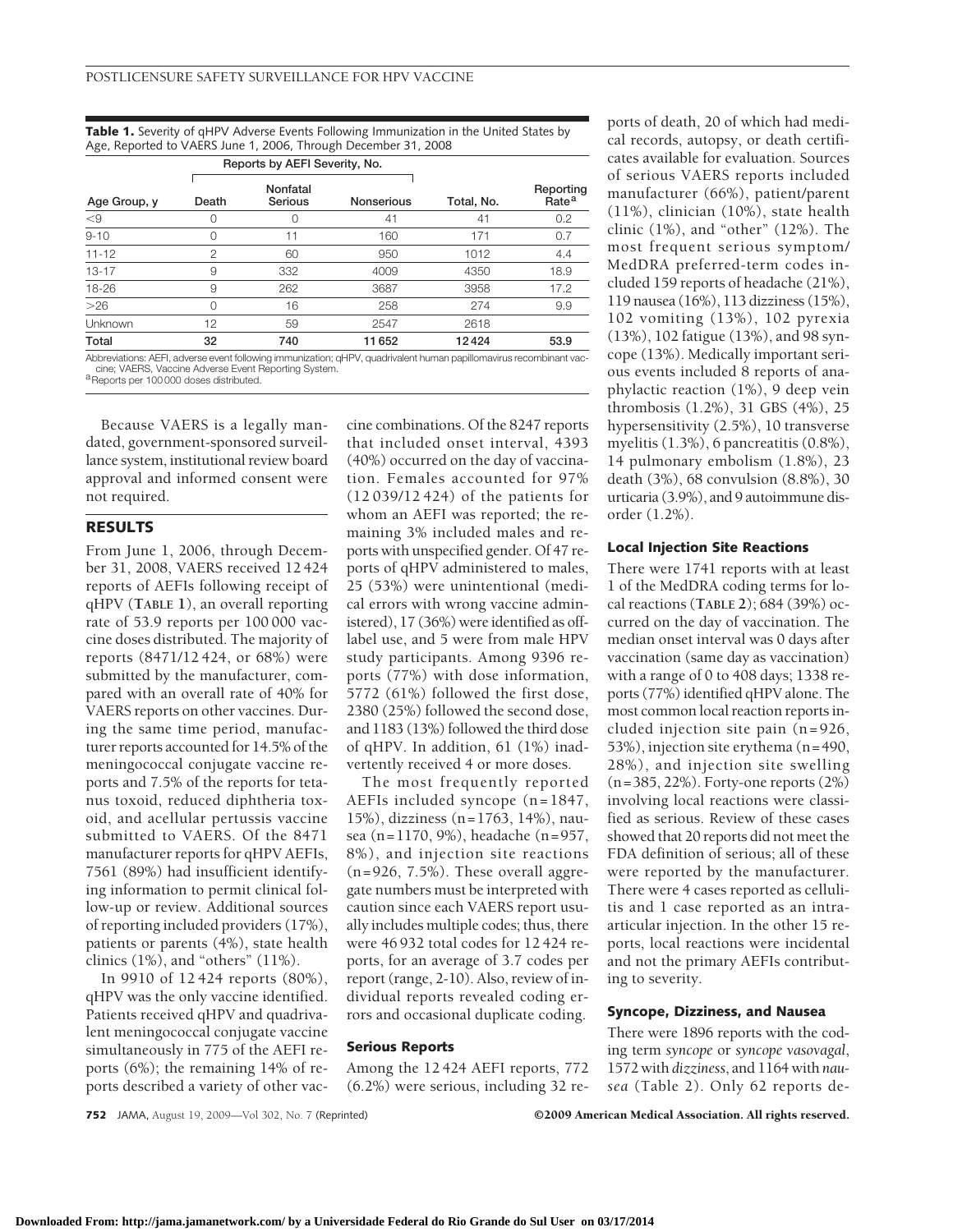**Table 1.** Severity of qHPV Adverse Events Following Immunization in the United States by Age, Reported to VAERS June 1, 2006, Through December 31, 2008

| | Reports by AEFI Severity, No. | | | | |
|---|---|---|---|---|---|
| Age Group, y | Death | Nonfatal Serious | Nonserious | Total, No. | Reporting Rate[a] |
| <9 | 0 | 0 | 41 | 41 | 0.2 |
| 9-10 | 0 | 11 | 160 | 171 | 0.7 |
| 11-12 | 2 | 60 | 950 | 1012 | 4.4 |
| 13-17 | 9 | 332 | 4009 | 4350 | 18.9 |
| 18-26 | 9 | 262 | 3687 | 3958 | 17.2 |
| >26 | 0 | 16 | 258 | 274 | 9.9 |
| Unknown | 12 | 59 | 2547 | 2618 | |
| **Total** | 32 | 740 | 11 652 | 12 424 | 53.9 |

Abbreviations: AEFI, adverse event following immunization; qHPV, quadrivalent human papillomavirus recombinant vaccine; VAERS, Vaccine Adverse Event Reporting System.
[a] Reports per 100 000 doses distributed.

Because VAERS is a legally mandated, government-sponsored surveillance system, institutional review board approval and informed consent were not required.

## RESULTS

From June 1, 2006, through December 31, 2008, VAERS received 12 424 reports of AEFIs following receipt of qHPV (**Table 1**), an overall reporting rate of 53.9 reports per 100 000 vaccine doses distributed. The majority of reports (8471/12 424, or 68%) were submitted by the manufacturer, compared with an overall rate of 40% for VAERS reports on other vaccines. During the same time period, manufacturer reports accounted for 14.5% of the meningococcal conjugate vaccine reports and 7.5% of the reports for tetanus toxoid, reduced diphtheria toxoid, and acellular pertussis vaccine submitted to VAERS. Of the 8471 manufacturer reports for qHPV AEFIs, 7561 (89%) had insufficient identifying information to permit clinical follow-up or review. Additional sources of reporting included providers (17%), patients or parents (4%), state health clinics (1%), and "others" (11%).

In 9910 of 12 424 reports (80%), qHPV was the only vaccine identified. Patients received qHPV and quadrivalent meningococcal conjugate vaccine simultaneously in 775 of the AEFI reports (6%); the remaining 14% of reports described a variety of other vaccine combinations. Of the 8247 reports that included onset interval, 4393 (40%) occurred on the day of vaccination. Females accounted for 97% (12 039/12 424) of the patients for whom an AEFI was reported; the remaining 3% included males and reports with unspecified gender. Of 47 reports of qHPV administered to males, 25 (53%) were unintentional (medical errors with wrong vaccine administered), 17 (36%) were identified as off-label use, and 5 were from male HPV study participants. Among 9396 reports (77%) with dose information, 5772 (61%) followed the first dose, 2380 (25%) followed the second dose, and 1183 (13%) followed the third dose of qHPV. In addition, 61 (1%) inadvertently received 4 or more doses.

The most frequently reported AEFIs included syncope (n = 1847, 15%), dizziness (n = 1763, 14%), nausea (n = 1170, 9%), headache (n = 957, 8%), and injection site reactions (n = 926, 7.5%). These overall aggregate numbers must be interpreted with caution since each VAERS report usually includes multiple codes; thus, there were 46 932 total codes for 12 424 reports, for an average of 3.7 codes per report (range, 2-10). Also, review of individual reports revealed coding errors and occasional duplicate coding.

### Serious Reports

Among the 12 424 AEFI reports, 772 (6.2%) were serious, including 32 reports of death, 20 of which had medical records, autopsy, or death certificates available for evaluation. Sources of serious VAERS reports included manufacturer (66%), patient/parent (11%), clinician (10%), state health clinic (1%), and "other" (12%). The most frequent serious symptom/MedDRA preferred-term codes included 159 reports of headache (21%), 119 nausea (16%), 113 dizziness (15%), 102 vomiting (13%), 102 pyrexia (13%), 102 fatigue (13%), and 98 syncope (13%). Medically important serious events included 8 reports of anaphylactic reaction (1%), 9 deep vein thrombosis (1.2%), 31 GBS (4%), 25 hypersensitivity (2.5%), 10 transverse myelitis (1.3%), 6 pancreatitis (0.8%), 14 pulmonary embolism (1.8%), 23 death (3%), 68 convulsion (8.8%), 30 urticaria (3.9%), and 9 autoimmune disorder (1.2%).

### Local Injection Site Reactions

There were 1741 reports with at least 1 of the MedDRA coding terms for local reactions (**Table 2**); 684 (39%) occurred on the day of vaccination. The median onset interval was 0 days after vaccination (same day as vaccination) with a range of 0 to 408 days; 1338 reports (77%) identified qHPV alone. The most common local reaction reports included injection site pain (n = 926, 53%), injection site erythema (n = 490, 28%), and injection site swelling (n = 385, 22%). Forty-one reports (2%) involving local reactions were classified as serious. Review of these cases showed that 20 reports did not meet the FDA definition of serious; all of these were reported by the manufacturer. There were 4 cases reported as cellulitis and 1 case reported as an intraarticular injection. In the other 15 reports, local reactions were incidental and not the primary AEFIs contributing to severity.

### Syncope, Dizziness, and Nausea

There were 1896 reports with the coding term *syncope* or *syncope vasovagal*, 1572 with *dizziness*, and 1164 with *nausea* (Table 2). Only 62 reports de-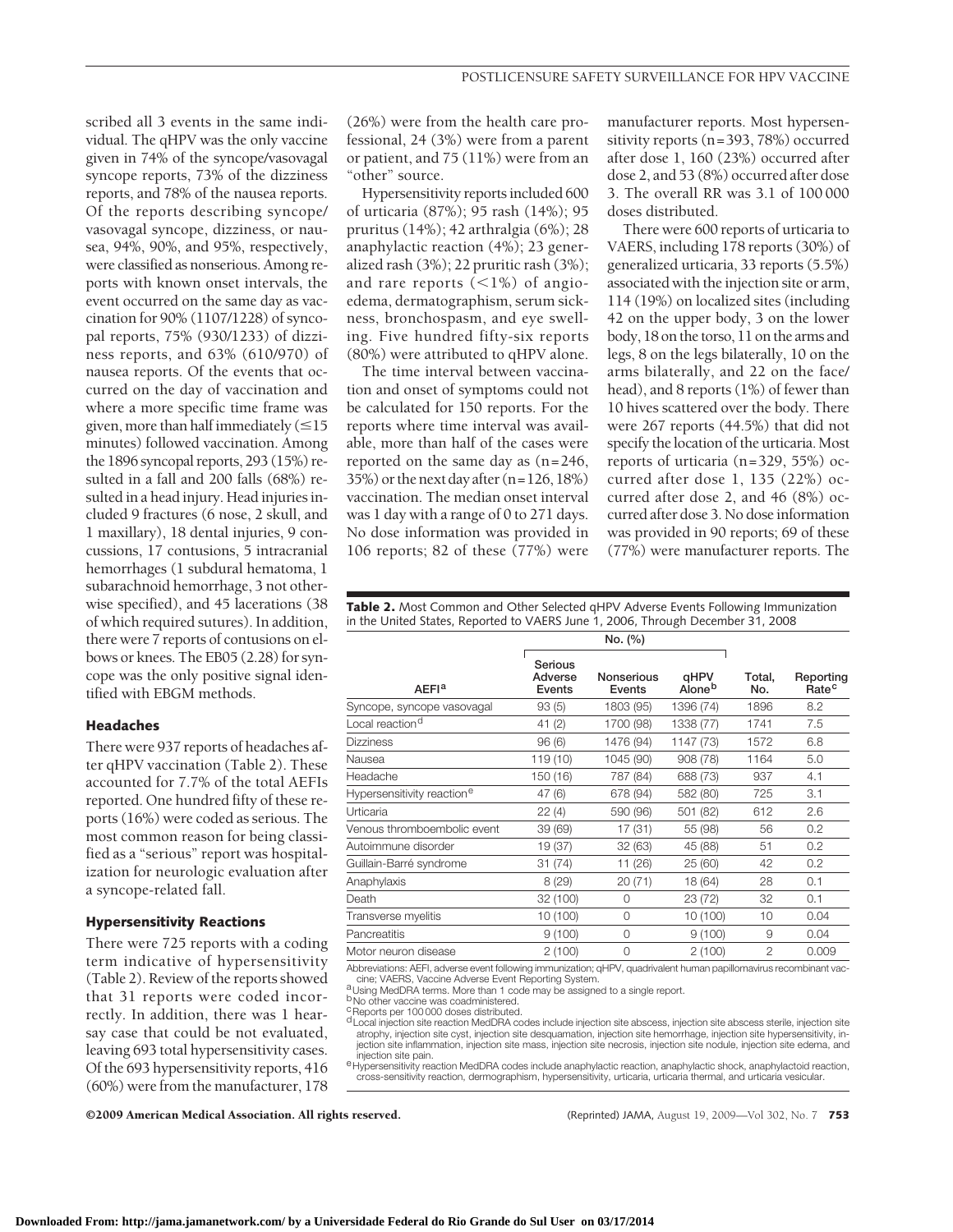scribed all 3 events in the same individual. The qHPV was the only vaccine given in 74% of the syncope/vasovagal syncope reports, 73% of the dizziness reports, and 78% of the nausea reports. Of the reports describing syncope/vasovagal syncope, dizziness, or nausea, 94%, 90%, and 95%, respectively, were classified as nonserious. Among reports with known onset intervals, the event occurred on the same day as vaccination for 90% (1107/1228) of syncopal reports, 75% (930/1233) of dizziness reports, and 63% (610/970) of nausea reports. Of the events that occurred on the day of vaccination and where a more specific time frame was given, more than half immediately (≤15 minutes) followed vaccination. Among the 1896 syncopal reports, 293 (15%) resulted in a fall and 200 falls (68%) resulted in a head injury. Head injuries included 9 fractures (6 nose, 2 skull, and 1 maxillary), 18 dental injuries, 9 concussions, 17 contusions, 5 intracranial hemorrhages (1 subdural hematoma, 1 subarachnoid hemorrhage, 3 not otherwise specified), and 45 lacerations (38 of which required sutures). In addition, there were 7 reports of contusions on elbows or knees. The EB05 (2.28) for syncope was the only positive signal identified with EBGM methods.

### Headaches

There were 937 reports of headaches after qHPV vaccination (Table 2). These accounted for 7.7% of the total AEFIs reported. One hundred fifty of these reports (16%) were coded as serious. The most common reason for being classified as a "serious" report was hospitalization for neurologic evaluation after a syncope-related fall.

### Hypersensitivity Reactions

There were 725 reports with a coding term indicative of hypersensitivity (Table 2). Review of the reports showed that 31 reports were coded incorrectly. In addition, there was 1 hearsay case that could be not evaluated, leaving 693 total hypersensitivity cases. Of the 693 hypersensitivity reports, 416 (60%) were from the manufacturer, 178 (26%) were from the health care professional, 24 (3%) were from a parent or patient, and 75 (11%) were from an "other" source.

Hypersensitivity reports included 600 of urticaria (87%); 95 rash (14%); 95 pruritus (14%); 42 arthralgia (6%); 28 anaphylactic reaction (4%); 23 generalized rash (3%); 22 pruritic rash (3%); and rare reports (<1%) of angioedema, dermatographism, serum sickness, bronchospasm, and eye swelling. Five hundred fifty-six reports (80%) were attributed to qHPV alone.

The time interval between vaccination and onset of symptoms could not be calculated for 150 reports. For the reports where time interval was available, more than half of the cases were reported on the same day as (n=246, 35%) or the next day after (n=126, 18%) vaccination. The median onset interval was 1 day with a range of 0 to 271 days. No dose information was provided in 106 reports; 82 of these (77%) were manufacturer reports. Most hypersensitivity reports (n=393, 78%) occurred after dose 1, 160 (23%) occurred after dose 2, and 53 (8%) occurred after dose 3. The overall RR was 3.1 of 100 000 doses distributed.

There were 600 reports of urticaria to VAERS, including 178 reports (30%) of generalized urticaria, 33 reports (5.5%) associated with the injection site or arm, 114 (19%) on localized sites (including 42 on the upper body, 3 on the lower body, 18 on the torso, 11 on the arms and legs, 8 on the legs bilaterally, 10 on the arms bilaterally, and 22 on the face/head), and 8 reports (1%) of fewer than 10 hives scattered over the body. There were 267 reports (44.5%) that did not specify the location of the urticaria. Most reports of urticaria (n=329, 55%) occurred after dose 1, 135 (22%) occurred after dose 2, and 46 (8%) occurred after dose 3. No dose information was provided in 90 reports; 69 of these (77%) were manufacturer reports. The

**Table 2.** Most Common and Other Selected qHPV Adverse Events Following Immunization in the United States, Reported to VAERS June 1, 2006, Through December 31, 2008

| | No. (%) | | | | |
|---|---|---|---|---|---|
| AEFI[a] | Serious Adverse Events | Nonserious Events | qHPV Alone[b] | Total, No. | Reporting Rate[c] |
| Syncope, syncope vasovagal | 93 (5) | 1803 (95) | 1396 (74) | 1896 | 8.2 |
| Local reaction[d] | 41 (2) | 1700 (98) | 1338 (77) | 1741 | 7.5 |
| Dizziness | 96 (6) | 1476 (94) | 1147 (73) | 1572 | 6.8 |
| Nausea | 119 (10) | 1045 (90) | 908 (78) | 1164 | 5.0 |
| Headache | 150 (16) | 787 (84) | 688 (73) | 937 | 4.1 |
| Hypersensitivity reaction[e] | 47 (6) | 678 (94) | 582 (80) | 725 | 3.1 |
| Urticaria | 22 (4) | 590 (96) | 501 (82) | 612 | 2.6 |
| Venous thromboembolic event | 39 (69) | 17 (31) | 55 (98) | 56 | 0.2 |
| Autoimmune disorder | 19 (37) | 32 (63) | 45 (88) | 51 | 0.2 |
| Guillain-Barré syndrome | 31 (74) | 11 (26) | 25 (60) | 42 | 0.2 |
| Anaphylaxis | 8 (29) | 20 (71) | 18 (64) | 28 | 0.1 |
| Death | 32 (100) | 0 | 23 (72) | 32 | 0.1 |
| Transverse myelitis | 10 (100) | 0 | 10 (100) | 10 | 0.04 |
| Pancreatitis | 9 (100) | 0 | 9 (100) | 9 | 0.04 |
| Motor neuron disease | 2 (100) | 0 | 2 (100) | 2 | 0.009 |

Abbreviations: AEFI, adverse event following immunization; qHPV, quadrivalent human papillomavirus recombinant vaccine; VAERS, Vaccine Adverse Event Reporting System.

[a] Using MedDRA terms. More than 1 code may be assigned to a single report.

[b] No other vaccine was coadministered.

[c] Reports per 100 000 doses distributed.

[d] Local injection site reaction MedDRA codes include injection site abscess, injection site abscess sterile, injection site atrophy, injection site cyst, injection site desquamation, injection site hemorrhage, injection site hypersensitivity, injection site inflammation, injection site mass, injection site necrosis, injection site nodule, injection site edema, and injection site pain.

[e] Hypersensitivity reaction MedDRA codes include anaphylactic reaction, anaphylactic shock, anaphylactoid reaction, cross-sensitivity reaction, dermographism, hypersensitivity, urticaria, urticaria thermal, and urticaria vesicular.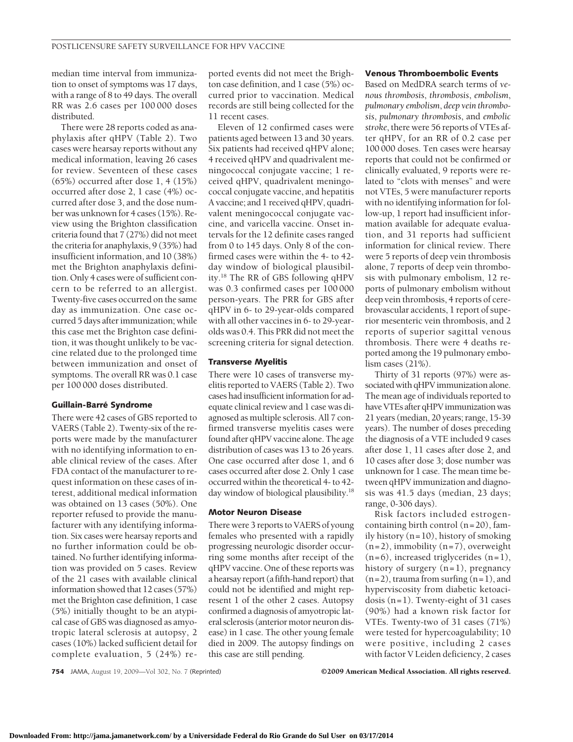median time interval from immunization to onset of symptoms was 17 days, with a range of 8 to 49 days. The overall RR was 2.6 cases per 100 000 doses distributed.

There were 28 reports coded as anaphylaxis after qHPV (Table 2). Two cases were hearsay reports without any medical information, leaving 26 cases for review. Seventeen of these cases (65%) occurred after dose 1, 4 (15%) occurred after dose 2, 1 case (4%) occurred after dose 3, and the dose number was unknown for 4 cases (15%). Review using the Brighton classification criteria found that 7 (27%) did not meet the criteria for anaphylaxis, 9 (35%) had insufficient information, and 10 (38%) met the Brighton anaphylaxis definition. Only 4 cases were of sufficient concern to be referred to an allergist. Twenty-five cases occurred on the same day as immunization. One case occurred 5 days after immunization; while this case met the Brighton case definition, it was thought unlikely to be vaccine related due to the prolonged time between immunization and onset of symptoms. The overall RR was 0.1 case per 100 000 doses distributed.

### Guillain-Barré Syndrome

There were 42 cases of GBS reported to VAERS (Table 2). Twenty-six of the reports were made by the manufacturer with no identifying information to enable clinical review of the cases. After FDA contact of the manufacturer to request information on these cases of interest, additional medical information was obtained on 13 cases (50%). One reporter refused to provide the manufacturer with any identifying information. Six cases were hearsay reports and no further information could be obtained. No further identifying information was provided on 5 cases. Review of the 21 cases with available clinical information showed that 12 cases (57%) met the Brighton case definition, 1 case (5%) initially thought to be an atypical case of GBS was diagnosed as amyotropic lateral sclerosis at autopsy, 2 cases (10%) lacked sufficient detail for complete evaluation, 5 (24%) reported events did not meet the Brighton case definition, and 1 case (5%) occurred prior to vaccination. Medical records are still being collected for the 11 recent cases.

Eleven of 12 confirmed cases were patients aged between 13 and 30 years. Six patients had received qHPV alone; 4 received qHPV and quadrivalent meningococcal conjugate vaccine; 1 received qHPV, quadrivalent meningococcal conjugate vaccine, and hepatitis A vaccine; and 1 received qHPV, quadrivalent meningococcal conjugate vaccine, and varicella vaccine. Onset intervals for the 12 definite cases ranged from 0 to 145 days. Only 8 of the confirmed cases were within the 4- to 42-day window of biological plausibility.[18] The RR of GBS following qHPV was 0.3 confirmed cases per 100 000 person-years. The PRR for GBS after qHPV in 6- to 29-year-olds compared with all other vaccines in 6- to 29-year-olds was 0.4. This PRR did not meet the screening criteria for signal detection.

### Transverse Myelitis

There were 10 cases of transverse myelitis reported to VAERS (Table 2). Two cases had insufficient information for adequate clinical review and 1 case was diagnosed as multiple sclerosis. All 7 confirmed transverse myelitis cases were found after qHPV vaccine alone. The age distribution of cases was 13 to 26 years. One case occurred after dose 1, and 6 cases occurred after dose 2. Only 1 case occurred within the theoretical 4- to 42-day window of biological plausibility.[18]

### Motor Neuron Disease

There were 3 reports to VAERS of young females who presented with a rapidly progressing neurologic disorder occurring some months after receipt of the qHPV vaccine. One of these reports was a hearsay report (a fifth-hand report) that could not be identified and might represent 1 of the other 2 cases. Autopsy confirmed a diagnosis of amyotropic lateral sclerosis (anterior motor neuron disease) in 1 case. The other young female died in 2009. The autopsy findings on this case are still pending.

### Venous Thromboembolic Events

Based on MedDRA search terms of *venous thrombosis*, *thrombosis*, *embolism*, *pulmonary embolism*, *deep vein thrombosis*, *pulmonary thrombosis*, and *embolic stroke*, there were 56 reports of VTEs after qHPV, for an RR of 0.2 case per 100 000 doses. Ten cases were hearsay reports that could not be confirmed or clinically evaluated, 9 reports were related to "clots with menses" and were not VTEs, 5 were manufacturer reports with no identifying information for follow-up, 1 report had insufficient information available for adequate evaluation, and 31 reports had sufficient information for clinical review. There were 5 reports of deep vein thrombosis alone, 7 reports of deep vein thrombosis with pulmonary embolism, 12 reports of pulmonary embolism without deep vein thrombosis, 4 reports of cerebrovascular accidents, 1 report of superior mesenteric vein thrombosis, and 2 reports of superior sagittal venous thrombosis. There were 4 deaths reported among the 19 pulmonary embolism cases (21%).

Thirty of 31 reports (97%) were associated with qHPV immunization alone. The mean age of individuals reported to have VTEs after qHPV immunization was 21 years (median, 20 years; range, 15-39 years). The number of doses preceding the diagnosis of a VTE included 9 cases after dose 1, 11 cases after dose 2, and 10 cases after dose 3; dose number was unknown for 1 case. The mean time between qHPV immunization and diagnosis was 41.5 days (median, 23 days; range, 0-306 days).

Risk factors included estrogen-containing birth control (n=20), family history (n=10), history of smoking (n=2), immobility (n=7), overweight (n=6), increased triglycerides (n=1), history of surgery (n=1), pregnancy (n=2), trauma from surfing (n=1), and hyperviscosity from diabetic ketoacidosis (n=1). Twenty-eight of 31 cases (90%) had a known risk factor for VTEs. Twenty-two of 31 cases (71%) were tested for hypercoagulability; 10 were positive, including 2 cases with factor V Leiden deficiency, 2 cases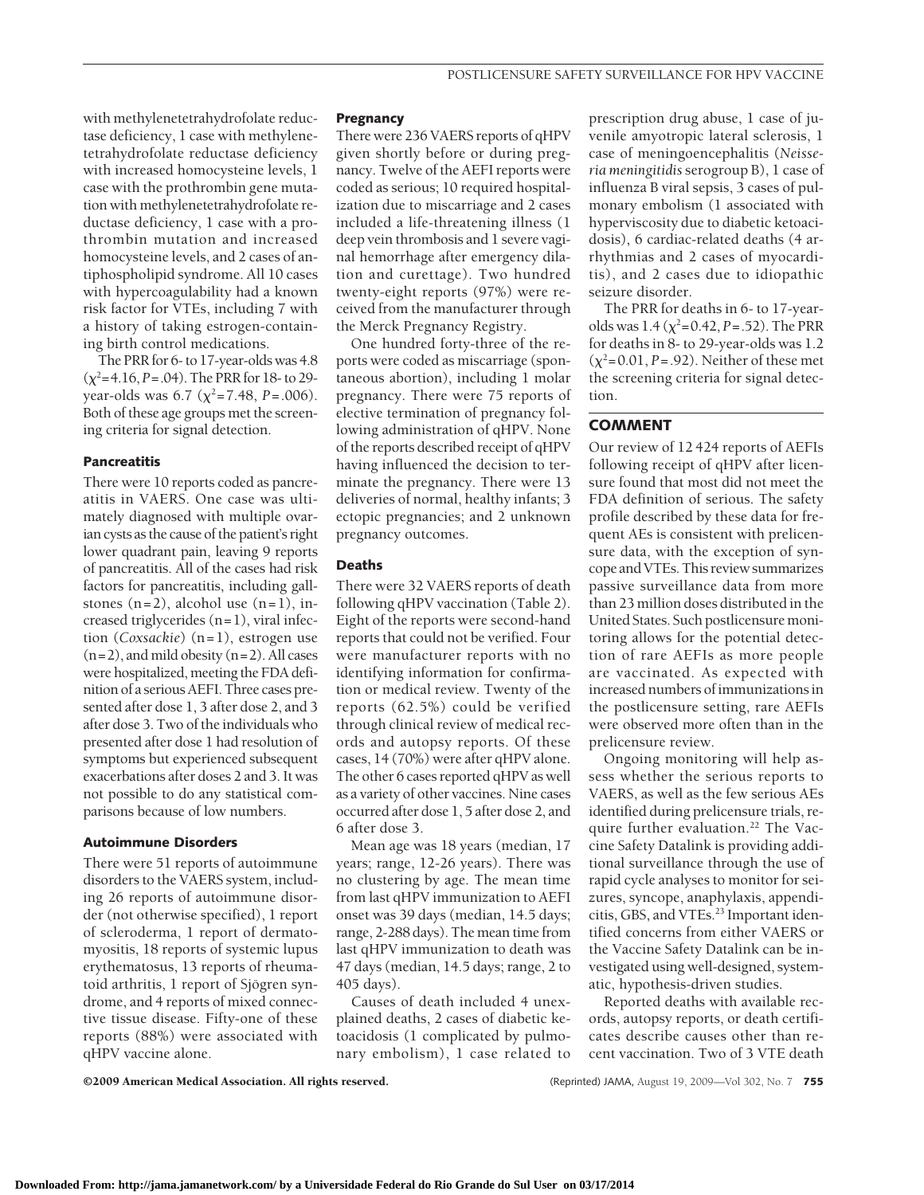with methylenetetrahydrofolate reductase deficiency, 1 case with methylenetetrahydrofolate reductase deficiency with increased homocysteine levels, 1 case with the prothrombin gene mutation with methylenetetrahydrofolate reductase deficiency, 1 case with a prothrombin mutation and increased homocysteine levels, and 2 cases of antiphospholipid syndrome. All 10 cases with hypercoagulability had a known risk factor for VTEs, including 7 with a history of taking estrogen-containing birth control medications.

The PRR for 6- to 17-year-olds was 4.8 ($\chi^2$=4.16, *P*=.04). The PRR for 18- to 29-year-olds was 6.7 ($\chi^2$=7.48, *P*=.006). Both of these age groups met the screening criteria for signal detection.

### Pancreatitis

There were 10 reports coded as pancreatitis in VAERS. One case was ultimately diagnosed with multiple ovarian cysts as the cause of the patient's right lower quadrant pain, leaving 9 reports of pancreatitis. All of the cases had risk factors for pancreatitis, including gallstones (n=2), alcohol use (n=1), increased triglycerides (n=1), viral infection (*Coxsackie*) (n=1), estrogen use (n=2), and mild obesity (n=2). All cases were hospitalized, meeting the FDA definition of a serious AEFI. Three cases presented after dose 1, 3 after dose 2, and 3 after dose 3. Two of the individuals who presented after dose 1 had resolution of symptoms but experienced subsequent exacerbations after doses 2 and 3. It was not possible to do any statistical comparisons because of low numbers.

### Autoimmune Disorders

There were 51 reports of autoimmune disorders to the VAERS system, including 26 reports of autoimmune disorder (not otherwise specified), 1 report of scleroderma, 1 report of dermatomyositis, 18 reports of systemic lupus erythematosus, 13 reports of rheumatoid arthritis, 1 report of Sjögren syndrome, and 4 reports of mixed connective tissue disease. Fifty-one of these reports (88%) were associated with qHPV vaccine alone.

### Pregnancy

There were 236 VAERS reports of qHPV given shortly before or during pregnancy. Twelve of the AEFI reports were coded as serious; 10 required hospitalization due to miscarriage and 2 cases included a life-threatening illness (1 deep vein thrombosis and 1 severe vaginal hemorrhage after emergency dilation and curettage). Two hundred twenty-eight reports (97%) were received from the manufacturer through the Merck Pregnancy Registry.

One hundred forty-three of the reports were coded as miscarriage (spontaneous abortion), including 1 molar pregnancy. There were 75 reports of elective termination of pregnancy following administration of qHPV. None of the reports described receipt of qHPV having influenced the decision to terminate the pregnancy. There were 13 deliveries of normal, healthy infants; 3 ectopic pregnancies; and 2 unknown pregnancy outcomes.

### Deaths

There were 32 VAERS reports of death following qHPV vaccination (Table 2). Eight of the reports were second-hand reports that could not be verified. Four were manufacturer reports with no identifying information for confirmation or medical review. Twenty of the reports (62.5%) could be verified through clinical review of medical records and autopsy reports. Of these cases, 14 (70%) were after qHPV alone. The other 6 cases reported qHPV as well as a variety of other vaccines. Nine cases occurred after dose 1, 5 after dose 2, and 6 after dose 3.

Mean age was 18 years (median, 17 years; range, 12-26 years). There was no clustering by age. The mean time from last qHPV immunization to AEFI onset was 39 days (median, 14.5 days; range, 2-288 days). The mean time from last qHPV immunization to death was 47 days (median, 14.5 days; range, 2 to 405 days).

Causes of death included 4 unexplained deaths, 2 cases of diabetic ketoacidosis (1 complicated by pulmonary embolism), 1 case related to prescription drug abuse, 1 case of juvenile amyotropic lateral sclerosis, 1 case of meningoencephalitis (*Neisseria meningitidis* serogroup B), 1 case of influenza B viral sepsis, 3 cases of pulmonary embolism (1 associated with hyperviscosity due to diabetic ketoacidosis), 6 cardiac-related deaths (4 arrhythmias and 2 cases of myocarditis), and 2 cases due to idiopathic seizure disorder.

The PRR for deaths in 6- to 17-year-olds was 1.4 ($\chi^2$=0.42, *P*=.52). The PRR for deaths in 8- to 29-year-olds was 1.2 ($\chi^2$=0.01, *P*=.92). Neither of these met the screening criteria for signal detection.

## COMMENT

Our review of 12 424 reports of AEFIs following receipt of qHPV after licensure found that most did not meet the FDA definition of serious. The safety profile described by these data for frequent AEs is consistent with prelicensure data, with the exception of syncope and VTEs. This review summarizes passive surveillance data from more than 23 million doses distributed in the United States. Such postlicensure monitoring allows for the potential detection of rare AEFIs as more people are vaccinated. As expected with increased numbers of immunizations in the postlicensure setting, rare AEFIs were observed more often than in the prelicensure review.

Ongoing monitoring will help assess whether the serious reports to VAERS, as well as the few serious AEs identified during prelicensure trials, require further evaluation.[22] The Vaccine Safety Datalink is providing additional surveillance through the use of rapid cycle analyses to monitor for seizures, syncope, anaphylaxis, appendicitis, GBS, and VTEs.[23] Important identified concerns from either VAERS or the Vaccine Safety Datalink can be investigated using well-designed, systematic, hypothesis-driven studies.

Reported deaths with available records, autopsy reports, or death certificates describe causes other than recent vaccination. Two of 3 VTE death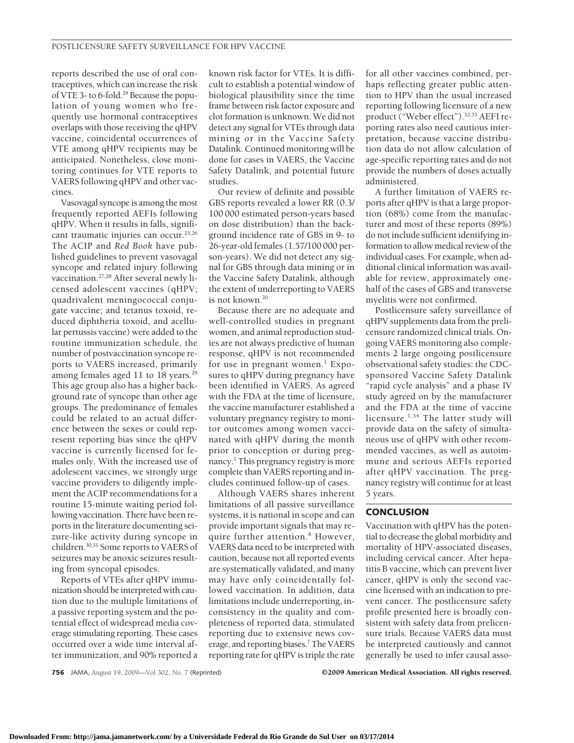reports described the use of oral contraceptives, which can increase the risk of VTE 3- to 6-fold.[24] Because the population of young women who frequently use hormonal contraceptives overlaps with those receiving the qHPV vaccine, coincidental occurrences of VTE among qHPV recipients may be anticipated. Nonetheless, close monitoring continues for VTE reports to VAERS following qHPV and other vaccines.

Vasovagal syncope is among the most frequently reported AEFIs following qHPV. When it results in falls, significant traumatic injuries can occur.[25,26] The ACIP and *Red Book* have published guidelines to prevent vasovagal syncope and related injury following vaccination.[27,28] After several newly licensed adolescent vaccines (qHPV; quadrivalent meningococcal conjugate vaccine; and tetanus toxoid, reduced diphtheria toxoid, and acellular pertussis vaccine) were added to the routine immunization schedule, the number of postvaccination syncope reports to VAERS increased, primarily among females aged 11 to 18 years.[29] This age group also has a higher background rate of syncope than other age groups. The predominance of females could be related to an actual difference between the sexes or could represent reporting bias since the qHPV vaccine is currently licensed for females only. With the increased use of adolescent vaccines, we strongly urge vaccine providers to diligently implement the ACIP recommendations for a routine 15-minute waiting period following vaccination. There have been reports in the literature documenting seizure-like activity during syncope in children.[30,31] Some reports to VAERS of seizures may be anoxic seizures resulting from syncopal episodes.

Reports of VTEs after qHPV immunization should be interpreted with caution due to the multiple limitations of a passive reporting system and the potential effect of widespread media coverage stimulating reporting. These cases occurred over a wide time interval after immunization, and 90% reported a known risk factor for VTEs. It is difficult to establish a potential window of biological plausibility since the time frame between risk factor exposure and clot formation is unknown. We did not detect any signal for VTEs through data mining or in the Vaccine Safety Datalink. Continued monitoring will be done for cases in VAERS, the Vaccine Safety Datalink, and potential future studies.

Our review of definite and possible GBS reports revealed a lower RR (0.3/100 000 estimated person-years based on dose distribution) than the background incidence rate of GBS in 9- to 26-year-old females (1.57/100 000 person-years). We did not detect any signal for GBS through data mining or in the Vaccine Safety Datalink, although the extent of underreporting to VAERS is not known.[20]

Because there are no adequate and well-controlled studies in pregnant women, and animal reproduction studies are not always predictive of human response, qHPV is not recommended for use in pregnant women.[1] Exposures to qHPV during pregnancy have been identified in VAERS. As agreed with the FDA at the time of licensure, the vaccine manufacturer established a voluntary pregnancy registry to monitor outcomes among women vaccinated with qHPV during the month prior to conception or during pregnancy.[1] This pregnancy registry is more complete than VAERS reporting and includes continued follow-up of cases.

Although VAERS shares inherent limitations of all passive surveillance systems, it is national in scope and can provide important signals that may require further attention.[8] However, VAERS data need to be interpreted with caution, because not all reported events are systematically validated, and many may have only coincidentally followed vaccination. In addition, data limitations include underreporting, inconsistency in the quality and completeness of reported data, stimulated reporting due to extensive news coverage, and reporting biases.[7] The VAERS reporting rate for qHPV is triple the rate for all other vaccines combined, perhaps reflecting greater public attention to HPV than the usual increased reporting following licensure of a new product ("Weber effect").[32,33] AEFI reporting rates also need cautious interpretation, because vaccine distribution data do not allow calculation of age-specific reporting rates and do not provide the numbers of doses actually administered.

A further limitation of VAERS reports after qHPV is that a large proportion (68%) come from the manufacturer and most of these reports (89%) do not include sufficient identifying information to allow medical review of the individual cases. For example, when additional clinical information was available for review, approximately one-half of the cases of GBS and transverse myelitis were not confirmed.

Postlicensure safety surveillance of qHPV supplements data from the prelicensure randomized clinical trials. Ongoing VAERS monitoring also complements 2 large ongoing postlicensure observational safety studies: the CDC-sponsored Vaccine Safety Datalink "rapid cycle analysis" and a phase IV study agreed on by the manufacturer and the FDA at the time of vaccine licensure.[1,34] The latter study will provide data on the safety of simultaneous use of qHPV with other recommended vaccines, as well as autoimmune and serious AEFIs reported after qHPV vaccination. The pregnancy registry will continue for at least 5 years.

## CONCLUSION

Vaccination with qHPV has the potential to decrease the global morbidity and mortality of HPV-associated diseases, including cervical cancer. After hepatitis B vaccine, which can prevent liver cancer, qHPV is only the second vaccine licensed with an indication to prevent cancer. The postlicensure safety profile presented here is broadly consistent with safety data from prelicensure trials. Because VAERS data must be interpreted cautiously and cannot generally be used to infer causal asso-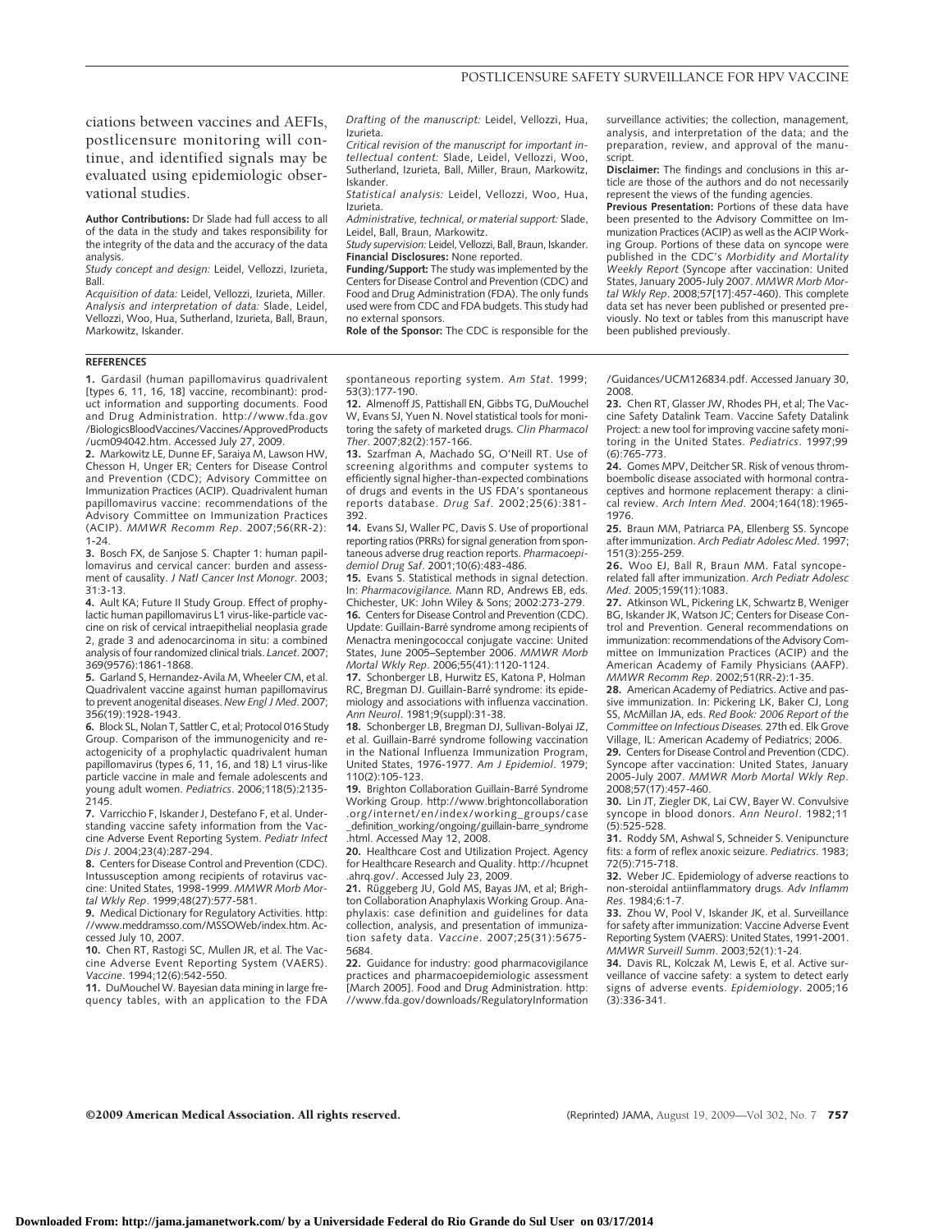ciations between vaccines and AEFIs, postlicensure monitoring will continue, and identified signals may be evaluated using epidemiologic observational studies.

**Author Contributions:** Dr Slade had full access to all of the data in the study and takes responsibility for the integrity of the data and the accuracy of the data analysis.

*Study concept and design:* Leidel, Vellozzi, Izurieta, Ball.

*Acquisition of data:* Leidel, Vellozzi, Izurieta, Miller.

*Analysis and interpretation of data:* Slade, Leidel, Vellozzi, Woo, Hua, Sutherland, Izurieta, Ball, Braun, Markowitz, Iskander.

*Drafting of the manuscript:* Leidel, Vellozzi, Hua, Izurieta.

*Critical revision of the manuscript for important intellectual content:* Slade, Leidel, Vellozzi, Woo, Sutherland, Izurieta, Ball, Miller, Braun, Markowitz, Iskander.

*Statistical analysis:* Leidel, Vellozzi, Woo, Hua, Izurieta.

*Administrative, technical, or material support:* Slade, Leidel, Ball, Braun, Markowitz.

*Study supervision:* Leidel, Vellozzi, Ball, Braun, Iskander.

**Financial Disclosures:** None reported.

**Funding/Support:** The study was implemented by the Centers for Disease Control and Prevention (CDC) and Food and Drug Administration (FDA). The only funds used were from CDC and FDA budgets. This study had no external sponsors.

**Role of the Sponsor:** The CDC is responsible for the surveillance activities; the collection, management, analysis, and interpretation of the data; and the preparation, review, and approval of the manuscript.

**Disclaimer:** The findings and conclusions in this article are those of the authors and do not necessarily represent the views of the funding agencies.

**Previous Presentation:** Portions of these data have been presented to the Advisory Committee on Immunization Practices (ACIP) as well as the ACIP Working Group. Portions of these data on syncope were published in the CDC's *Morbidity and Mortality Weekly Report* (Syncope after vaccination: United States, January 2005-July 2007. *MMWR Morb Mortal Wkly Rep*. 2008;57[17]:457-460). This complete data set has never been published or presented previously. No text or tables from this manuscript have been published previously.

## REFERENCES

1. Gardasil (human papillomavirus quadrivalent [types 6, 11, 16, 18] vaccine, recombinant): product information and supporting documents. Food and Drug Administration. http://www.fda.gov/BiologicsBloodVaccines/Vaccines/ApprovedProducts/ucm094042.htm. Accessed July 27, 2009.

2. Markowitz LE, Dunne EF, Saraiya M, Lawson HW, Chesson H, Unger ER; Centers for Disease Control and Prevention (CDC); Advisory Committee on Immunization Practices (ACIP). Quadrivalent human papillomavirus vaccine: recommendations of the Advisory Committee on Immunization Practices (ACIP). *MMWR Recomm Rep*. 2007;56(RR-2):1-24.

3. Bosch FX, de Sanjose S. Chapter 1: human papillomavirus and cervical cancer: burden and assessment of causality. *J Natl Cancer Inst Monogr*. 2003;31:3-13.

4. Ault KA; Future II Study Group. Effect of prophylactic human papillomavirus L1 virus-like-particle vaccine on risk of cervical intraepithelial neoplasia grade 2, grade 3 and adenocarcinoma in situ: a combined analysis of four randomized clinical trials. *Lancet*. 2007;369(9576):1861-1868.

5. Garland S, Hernandez-Avila M, Wheeler CM, et al. Quadrivalent vaccine against human papillomavirus to prevent anogenital diseases. *New Engl J Med*. 2007;356(19):1928-1943.

6. Block SL, Nolan T, Sattler C, et al; Protocol 016 Study Group. Comparison of the immunogenicity and reactogenicity of a prophylactic quadrivalent human papillomavirus (types 6, 11, 16, and 18) L1 virus-like particle vaccine in male and female adolescents and young adult women. *Pediatrics*. 2006;118(5):2135-2145.

7. Varricchio F, Iskander J, Destefano F, et al. Understanding vaccine safety information from the Vaccine Adverse Event Reporting System. *Pediatr Infect Dis J*. 2004;23(4):287-294.

8. Centers for Disease Control and Prevention (CDC). Intussusception among recipients of rotavirus vaccine: United States, 1998-1999. *MMWR Morb Mortal Wkly Rep*. 1999;48(27):577-581.

9. Medical Dictionary for Regulatory Activities. http://www.meddramsso.com/MSSOWeb/index.htm. Accessed July 10, 2007.

10. Chen RT, Rastogi SC, Mullen JR, et al. The Vaccine Adverse Event Reporting System (VAERS). *Vaccine*. 1994;12(6):542-550.

11. DuMouchel W. Bayesian data mining in large frequency tables, with an application to the FDA spontaneous reporting system. *Am Stat*. 1999;53(3):177-190.

12. Almenoff JS, Pattishall EN, Gibbs TG, DuMouchel W, Evans SJ, Yuen N. Novel statistical tools for monitoring the safety of marketed drugs. *Clin Pharmacol Ther*. 2007;82(2):157-166.

13. Szarfman A, Machado SG, O'Neill RT. Use of screening algorithms and computer systems to efficiently signal higher-than-expected combinations of drugs and events in the US FDA's spontaneous reports database. *Drug Saf*. 2002;25(6):381-392.

14. Evans SJ, Waller PC, Davis S. Use of proportional reporting ratios (PRRs) for signal generation from spontaneous adverse drug reaction reports. *Pharmacoepidemiol Drug Saf*. 2001;10(6):483-486.

15. Evans S. Statistical methods in signal detection. In: *Pharmacovigilance.* Mann RD, Andrews EB, eds. Chichester, UK: John Wiley & Sons; 2002:273-279.

16. Centers for Disease Control and Prevention (CDC). Update: Guillain-Barré syndrome among recipients of Menactra meningococcal conjugate vaccine: United States, June 2005–September 2006. *MMWR Morb Mortal Wkly Rep*. 2006;55(41):1120-1124.

17. Schonberger LB, Hurwitz ES, Katona P, Holman RC, Bregman DJ. Guillain-Barré syndrome: its epidemiology and associations with influenza vaccination. *Ann Neurol*. 1981;9(suppl):31-38.

18. Schonberger LB, Bregman DJ, Sullivan-Bolyai JZ, et al. Guillain-Barré syndrome following vaccination in the National Influenza Immunization Program, United States, 1976-1977. *Am J Epidemiol*. 1979;110(2):105-123.

19. Brighton Collaboration Guillain-Barré Syndrome Working Group. http://www.brightoncollaboration.org/internet/en/index/working_groups/case_definition_working/ongoing/guillain-barre_syndrome.html. Accessed May 12, 2008.

20. Healthcare Cost and Utilization Project. Agency for Healthcare Research and Quality. http://hcupnet.ahrq.gov/. Accessed July 23, 2009.

21. Rüggeberg JU, Gold MS, Bayas JM, et al; Brighton Collaboration Anaphylaxis Working Group. Anaphylaxis: case definition and guidelines for data collection, analysis, and presentation of immunization safety data. *Vaccine*. 2007;25(31):5675-5684.

22. Guidance for industry: good pharmacovigilance practices and pharmacoepidemiologic assessment [March 2005]. Food and Drug Administration. http://www.fda.gov/downloads/RegulatoryInformation/Guidances/UCM126834.pdf. Accessed January 30, 2008.

23. Chen RT, Glasser JW, Rhodes PH, et al; The Vaccine Safety Datalink Team. Vaccine Safety Datalink Project: a new tool for improving vaccine safety monitoring in the United States. *Pediatrics*. 1997;99(6):765-773.

24. Gomes MPV, Deitcher SR. Risk of venous thromboembolic disease associated with hormonal contraceptives and hormone replacement therapy: a clinical review. *Arch Intern Med*. 2004;164(18):1965-1976.

25. Braun MM, Patriarca PA, Ellenberg SS. Syncope after immunization. *Arch Pediatr Adolesc Med*. 1997;151(3):255-259.

26. Woo EJ, Ball R, Braun MM. Fatal syncope-related fall after immunization. *Arch Pediatr Adolesc Med*. 2005;159(11):1083.

27. Atkinson WL, Pickering LK, Schwartz B, Weniger BG, Iskander JK, Watson JC; Centers for Disease Control and Prevention. General recommendations on immunization: recommendations of the Advisory Committee on Immunization Practices (ACIP) and the American Academy of Family Physicians (AAFP). *MMWR Recomm Rep*. 2002;51(RR-2):1-35.

28. American Academy of Pediatrics. Active and passive immunization. In: Pickering LK, Baker CJ, Long SS, McMillan JA, eds. *Red Book: 2006 Report of the Committee on Infectious Diseases.* 27th ed. Elk Grove Village, IL: American Academy of Pediatrics; 2006.

29. Centers for Disease Control and Prevention (CDC). Syncope after vaccination: United States, January 2005-July 2007. *MMWR Morb Mortal Wkly Rep*. 2008;57(17):457-460.

30. Lin JT, Ziegler DK, Lai CW, Bayer W. Convulsive syncope in blood donors. *Ann Neurol*. 1982;11(5):525-528.

31. Roddy SM, Ashwal S, Schneider S. Venipuncture fits: a form of reflex anoxic seizure. *Pediatrics*. 1983;72(5):715-718.

32. Weber JC. Epidemiology of adverse reactions to non-steroidal antiinflammatory drugs. *Adv Inflamm Res*. 1984;6:1-7.

33. Zhou W, Pool V, Iskander JK, et al. Surveillance for safety after immunization: Vaccine Adverse Event Reporting System (VAERS): United States, 1991-2001. *MMWR Surveill Summ*. 2003;52(1):1-24.

34. Davis RL, Kolczak M, Lewis E, et al. Active surveillance of vaccine safety: a system to detect early signs of adverse events. *Epidemiology*. 2005;16(3):336-341.